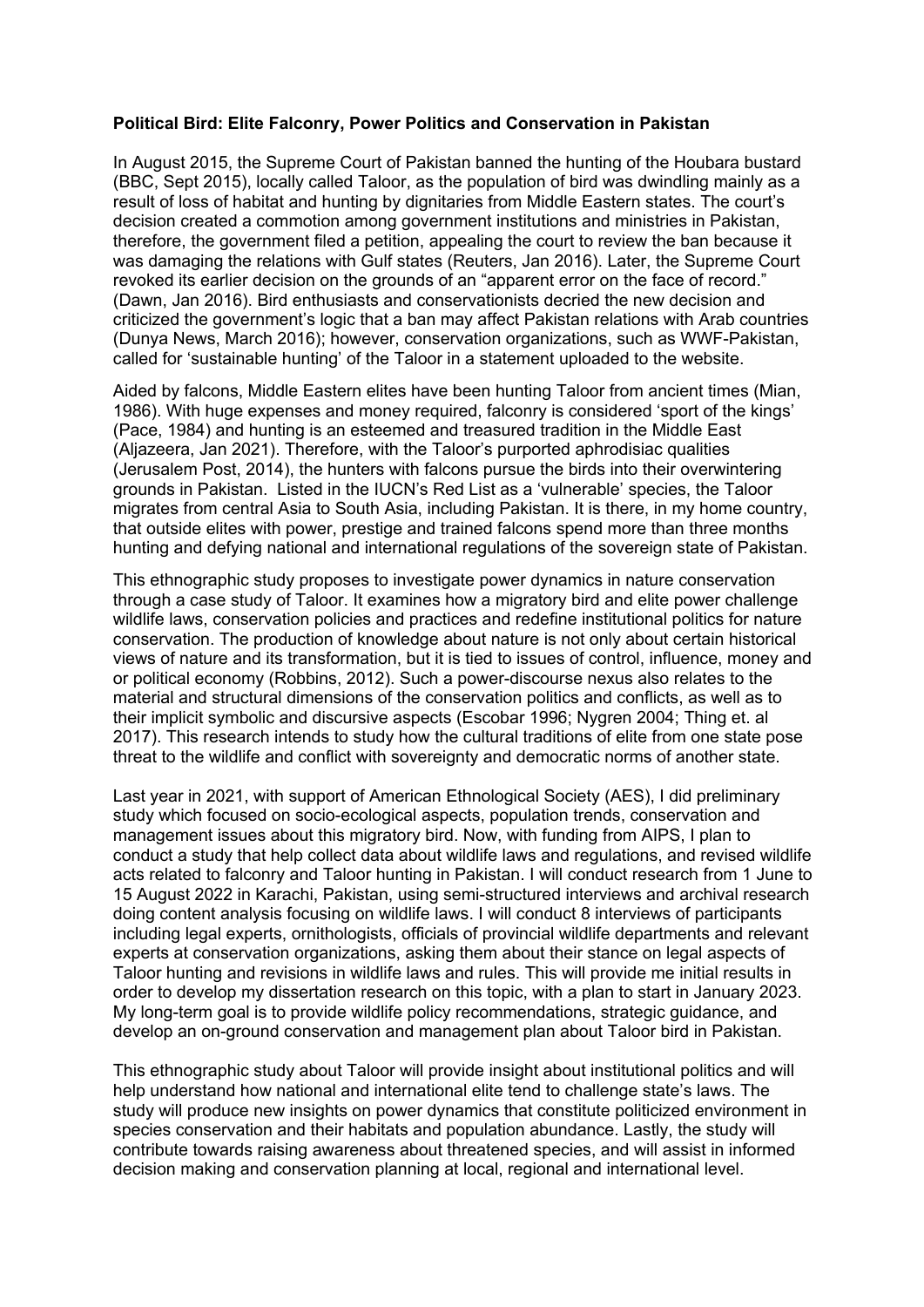**Political Bird: Elite Falconry, Power Politics and Conservation in Pakistan**

In August 2015, the Supreme Court of Pakistan banned the hunting of the Houbara bustard (BBC, Sept 2015), locally called Taloor, as the population of bird was dwindling mainly as a result of loss of habitat and hunting by dignitaries from Middle Eastern states. The court's decision created a commotion among government institutions and ministries in Pakistan, therefore, the government filed a petition, appealing the court to review the ban because it was damaging the relations with Gulf states (Reuters, Jan 2016). Later, the Supreme Court revoked its earlier decision on the grounds of an "apparent error on the face of record." (Dawn, Jan 2016). Bird enthusiasts and conservationists decried the new decision and criticized the government's logic that a ban may affect Pakistan relations with Arab countries (Dunya News, March 2016); however, conservation organizations, such as WWF-Pakistan, called for 'sustainable hunting' of the Taloor in a statement uploaded to the website.

Aided by falcons, Middle Eastern elites have been hunting Taloor from ancient times (Mian, 1986). With huge expenses and money required, falconry is considered 'sport of the kings' (Pace, 1984) and hunting is an esteemed and treasured tradition in the Middle East (Aljazeera, Jan 2021). Therefore, with the Taloor's purported aphrodisiac qualities (Jerusalem Post, 2014), the hunters with falcons pursue the birds into their overwintering grounds in Pakistan. Listed in the IUCN's Red List as a 'vulnerable' species, the Taloor migrates from central Asia to South Asia, including Pakistan. It is there, in my home country, that outside elites with power, prestige and trained falcons spend more than three months hunting and defying national and international regulations of the sovereign state of Pakistan.

This ethnographic study proposes to investigate power dynamics in nature conservation through a case study of Taloor. It examines how a migratory bird and elite power challenge wildlife laws, conservation policies and practices and redefine institutional politics for nature conservation. The production of knowledge about nature is not only about certain historical views of nature and its transformation, but it is tied to issues of control, influence, money and or political economy (Robbins, 2012). Such a power-discourse nexus also relates to the material and structural dimensions of the conservation politics and conflicts, as well as to their implicit symbolic and discursive aspects (Escobar 1996; Nygren 2004; Thing et. al 2017). This research intends to study how the cultural traditions of elite from one state pose threat to the wildlife and conflict with sovereignty and democratic norms of another state.

Last year in 2021, with support of American Ethnological Society (AES), I did preliminary study which focused on socio-ecological aspects, population trends, conservation and management issues about this migratory bird. Now, with funding from AIPS, I plan to conduct a study that help collect data about wildlife laws and regulations, and revised wildlife acts related to falconry and Taloor hunting in Pakistan. I will conduct research from 1 June to 15 August 2022 in Karachi, Pakistan, using semi-structured interviews and archival research doing content analysis focusing on wildlife laws. I will conduct 8 interviews of participants including legal experts, ornithologists, officials of provincial wildlife departments and relevant experts at conservation organizations, asking them about their stance on legal aspects of Taloor hunting and revisions in wildlife laws and rules. This will provide me initial results in order to develop my dissertation research on this topic, with a plan to start in January 2023. My long-term goal is to provide wildlife policy recommendations, strategic guidance, and develop an on-ground conservation and management plan about Taloor bird in Pakistan.

This ethnographic study about Taloor will provide insight about institutional politics and will help understand how national and international elite tend to challenge state's laws. The study will produce new insights on power dynamics that constitute politicized environment in species conservation and their habitats and population abundance. Lastly, the study will contribute towards raising awareness about threatened species, and will assist in informed decision making and conservation planning at local, regional and international level.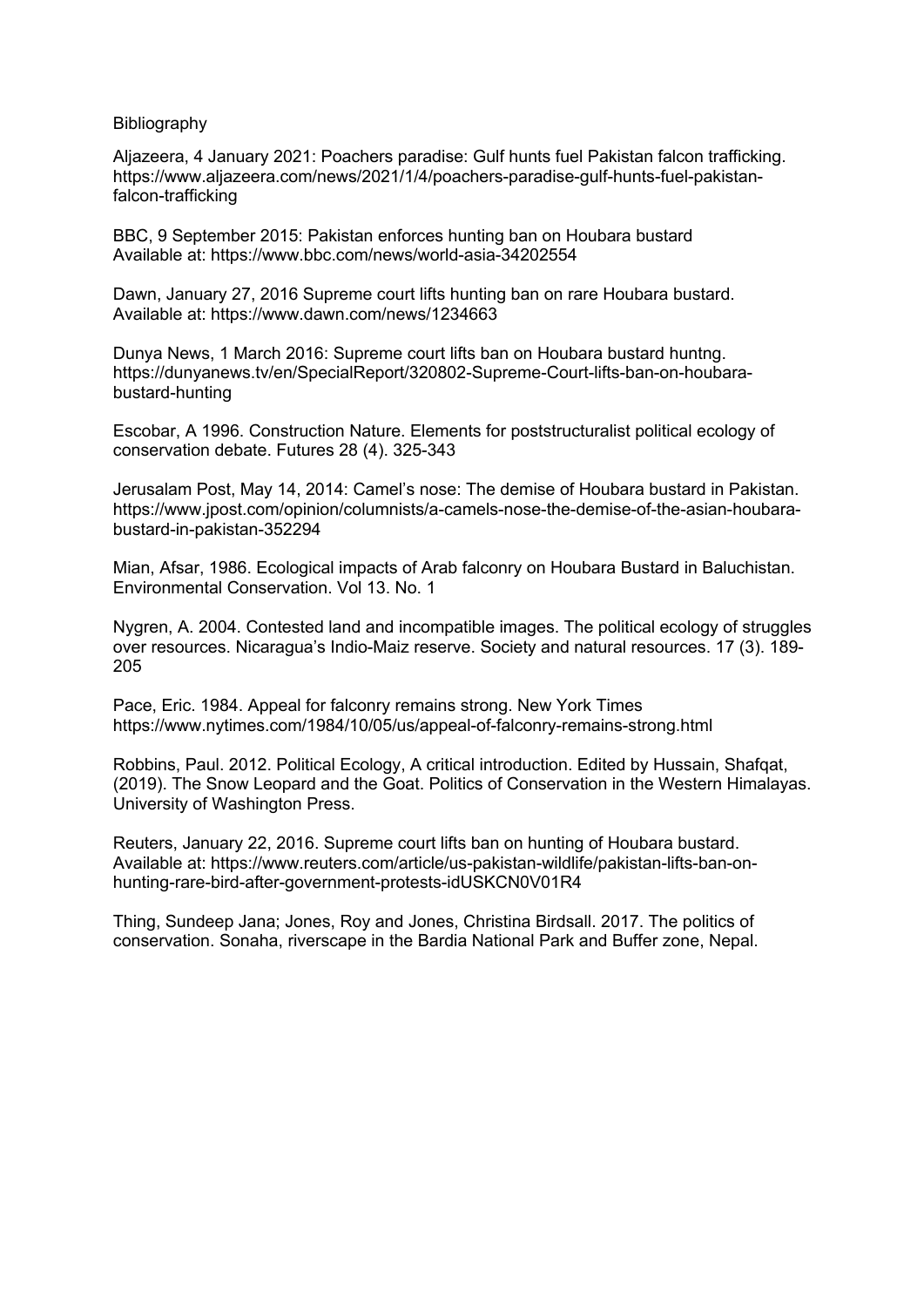Bibliography

Aljazeera, 4 January 2021: Poachers paradise: Gulf hunts fuel Pakistan falcon trafficking. https://www.aljazeera.com/news/2021/1/4/poachers-paradise-gulf-hunts-fuel-pakistan-falcon-trafficking

BBC, 9 September 2015: Pakistan enforces hunting ban on Houbara bustard Available at: https://www.bbc.com/news/world-asia-34202554

Dawn, January 27, 2016 Supreme court lifts hunting ban on rare Houbara bustard. Available at: https://www.dawn.com/news/1234663

Dunya News, 1 March 2016: Supreme court lifts ban on Houbara bustard huntng. https://dunyanews.tv/en/SpecialReport/320802-Supreme-Court-lifts-ban-on-houbara-bustard-hunting

Escobar, A 1996. Construction Nature. Elements for poststructuralist political ecology of conservation debate. Futures 28 (4). 325-343

Jerusalam Post, May 14, 2014: Camel's nose: The demise of Houbara bustard in Pakistan. https://www.jpost.com/opinion/columnists/a-camels-nose-the-demise-of-the-asian-houbara-bustard-in-pakistan-352294

Mian, Afsar, 1986. Ecological impacts of Arab falconry on Houbara Bustard in Baluchistan. Environmental Conservation. Vol 13. No. 1

Nygren, A. 2004. Contested land and incompatible images. The political ecology of struggles over resources. Nicaragua's Indio-Maiz reserve. Society and natural resources. 17 (3). 189-205

Pace, Eric. 1984. Appeal for falconry remains strong. New York Times https://www.nytimes.com/1984/10/05/us/appeal-of-falconry-remains-strong.html

Robbins, Paul. 2012. Political Ecology, A critical introduction. Edited by Hussain, Shafqat, (2019). The Snow Leopard and the Goat. Politics of Conservation in the Western Himalayas. University of Washington Press.

Reuters, January 22, 2016. Supreme court lifts ban on hunting of Houbara bustard. Available at: https://www.reuters.com/article/us-pakistan-wildlife/pakistan-lifts-ban-on-hunting-rare-bird-after-government-protests-idUSKCN0V01R4

Thing, Sundeep Jana; Jones, Roy and Jones, Christina Birdsall. 2017. The politics of conservation. Sonaha, riverscape in the Bardia National Park and Buffer zone, Nepal.